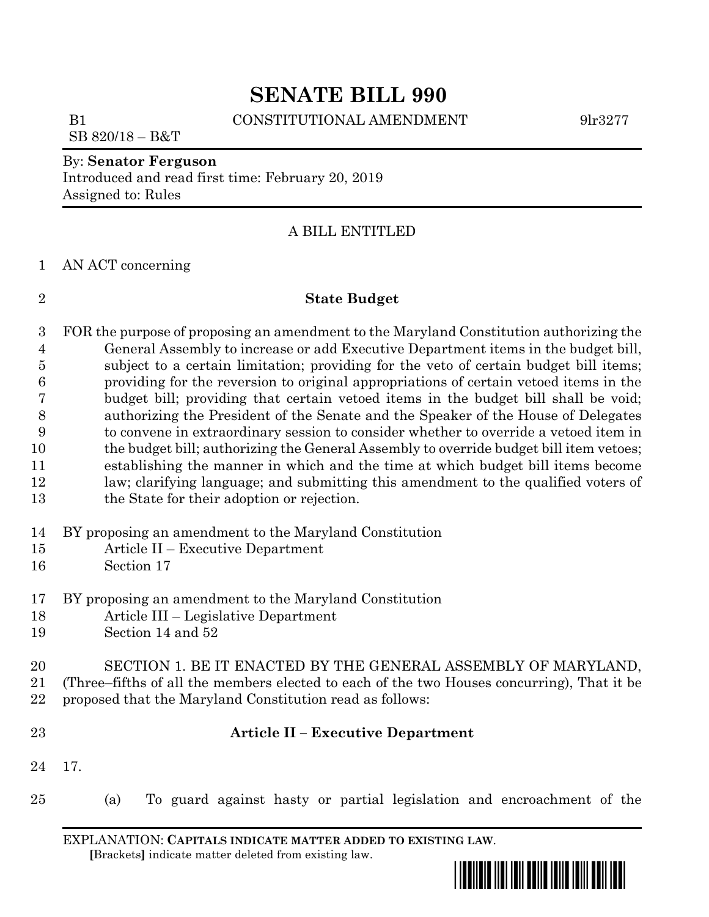# SENATE BILL 990

B1 CONSTITUTIONAL AMENDMENT 9lr3277

SB 820/18 – B&T

By: **Senator Ferguson**

Introduced and read first time: February 20, 2019

Assigned to: Rules

A BILL ENTITLED

AN ACT concerning

**State Budget**

FOR the purpose of proposing an amendment to the Maryland Constitution authorizing the General Assembly to increase or add Executive Department items in the budget bill, subject to a certain limitation; providing for the veto of certain budget bill items; providing for the reversion to original appropriations of certain vetoed items in the budget bill; providing that certain vetoed items in the budget bill shall be void; authorizing the President of the Senate and the Speaker of the House of Delegates to convene in extraordinary session to consider whether to override a vetoed item in the budget bill; authorizing the General Assembly to override budget bill item vetoes; establishing the manner in which and the time at which budget bill items become law; clarifying language; and submitting this amendment to the qualified voters of the State for their adoption or rejection.

BY proposing an amendment to the Maryland Constitution
Article II – Executive Department
Section 17

BY proposing an amendment to the Maryland Constitution
Article III – Legislative Department
Section 14 and 52

SECTION 1. BE IT ENACTED BY THE GENERAL ASSEMBLY OF MARYLAND, (Three–fifths of all the members elected to each of the two Houses concurring), That it be proposed that the Maryland Constitution read as follows:

**Article II – Executive Department**

17.

(a) To guard against hasty or partial legislation and encroachment of the

EXPLANATION: **CAPITALS INDICATE MATTER ADDED TO EXISTING LAW**.
**[**Brackets**]** indicate matter deleted from existing law.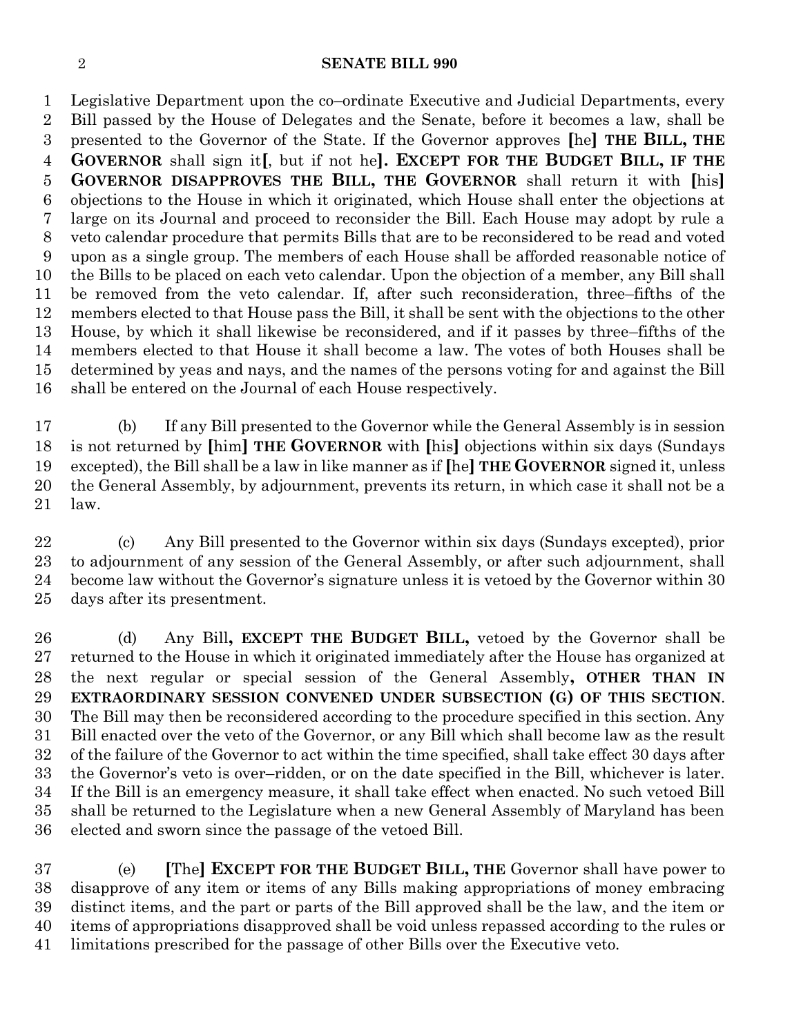Legislative Department upon the co–ordinate Executive and Judicial Departments, every Bill passed by the House of Delegates and the Senate, before it becomes a law, shall be presented to the Governor of the State. If the Governor approves [he] **THE BILL, THE GOVERNOR** shall sign it[, but if not he]**. EXCEPT FOR THE BUDGET BILL, IF THE GOVERNOR DISAPPROVES THE BILL, THE GOVERNOR** shall return it with [his] objections to the House in which it originated, which House shall enter the objections at large on its Journal and proceed to reconsider the Bill. Each House may adopt by rule a veto calendar procedure that permits Bills that are to be reconsidered to be read and voted upon as a single group. The members of each House shall be afforded reasonable notice of the Bills to be placed on each veto calendar. Upon the objection of a member, any Bill shall be removed from the veto calendar. If, after such reconsideration, three–fifths of the members elected to that House pass the Bill, it shall be sent with the objections to the other House, by which it shall likewise be reconsidered, and if it passes by three–fifths of the members elected to that House it shall become a law. The votes of both Houses shall be determined by yeas and nays, and the names of the persons voting for and against the Bill shall be entered on the Journal of each House respectively.

(b) If any Bill presented to the Governor while the General Assembly is in session is not returned by [him] **THE GOVERNOR** with [his] objections within six days (Sundays excepted), the Bill shall be a law in like manner as if [he] **THE GOVERNOR** signed it, unless the General Assembly, by adjournment, prevents its return, in which case it shall not be a law.

(c) Any Bill presented to the Governor within six days (Sundays excepted), prior to adjournment of any session of the General Assembly, or after such adjournment, shall become law without the Governor's signature unless it is vetoed by the Governor within 30 days after its presentment.

(d) Any Bill**, EXCEPT THE BUDGET BILL,** vetoed by the Governor shall be returned to the House in which it originated immediately after the House has organized at the next regular or special session of the General Assembly**, OTHER THAN IN EXTRAORDINARY SESSION CONVENED UNDER SUBSECTION (G) OF THIS SECTION**. The Bill may then be reconsidered according to the procedure specified in this section. Any Bill enacted over the veto of the Governor, or any Bill which shall become law as the result of the failure of the Governor to act within the time specified, shall take effect 30 days after the Governor's veto is over–ridden, or on the date specified in the Bill, whichever is later. If the Bill is an emergency measure, it shall take effect when enacted. No such vetoed Bill shall be returned to the Legislature when a new General Assembly of Maryland has been elected and sworn since the passage of the vetoed Bill.

(e) [The] **EXCEPT FOR THE BUDGET BILL, THE** Governor shall have power to disapprove of any item or items of any Bills making appropriations of money embracing distinct items, and the part or parts of the Bill approved shall be the law, and the item or items of appropriations disapproved shall be void unless repassed according to the rules or limitations prescribed for the passage of other Bills over the Executive veto.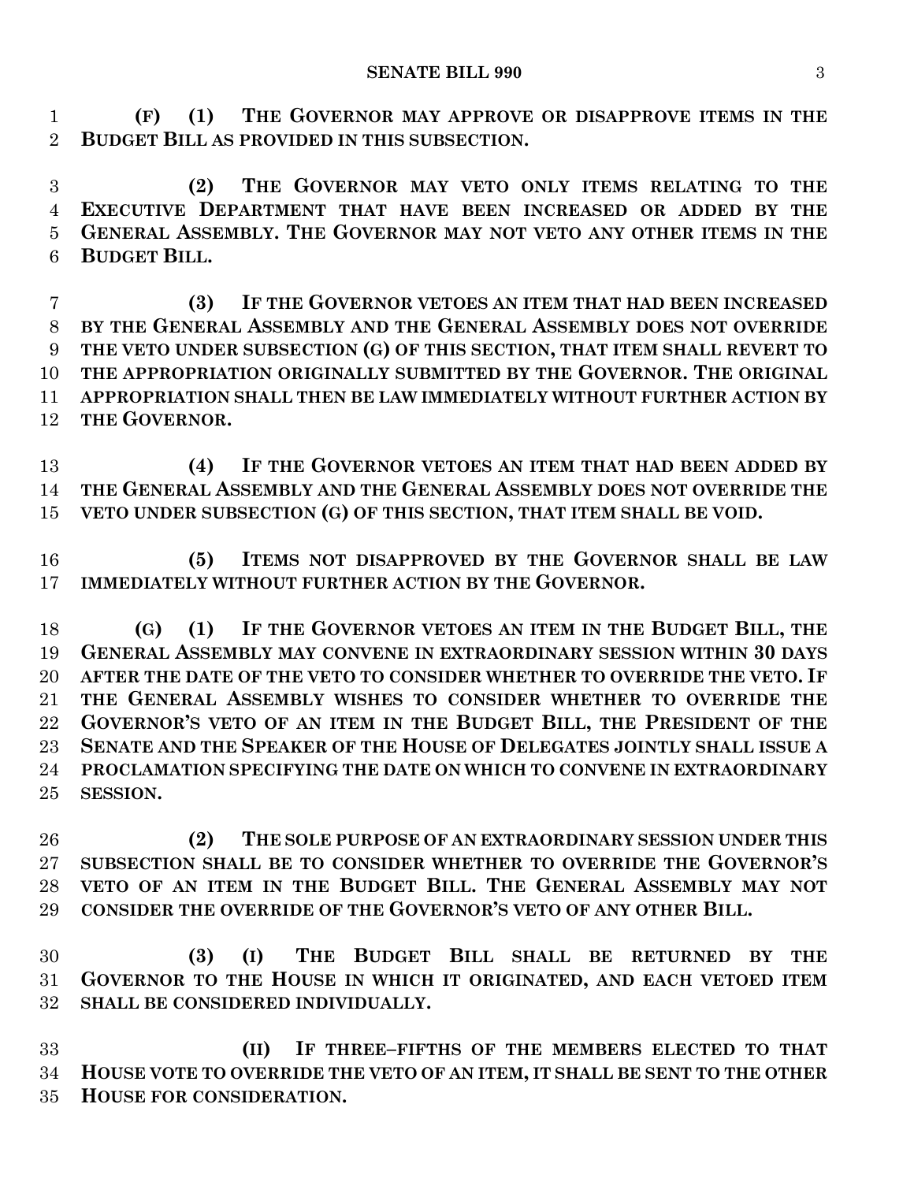**(F) (1) THE GOVERNOR MAY APPROVE OR DISAPPROVE ITEMS IN THE BUDGET BILL AS PROVIDED IN THIS SUBSECTION.**

**(2) THE GOVERNOR MAY VETO ONLY ITEMS RELATING TO THE EXECUTIVE DEPARTMENT THAT HAVE BEEN INCREASED OR ADDED BY THE GENERAL ASSEMBLY. THE GOVERNOR MAY NOT VETO ANY OTHER ITEMS IN THE BUDGET BILL.**

**(3) IF THE GOVERNOR VETOES AN ITEM THAT HAD BEEN INCREASED BY THE GENERAL ASSEMBLY AND THE GENERAL ASSEMBLY DOES NOT OVERRIDE THE VETO UNDER SUBSECTION (G) OF THIS SECTION, THAT ITEM SHALL REVERT TO THE APPROPRIATION ORIGINALLY SUBMITTED BY THE GOVERNOR. THE ORIGINAL APPROPRIATION SHALL THEN BE LAW IMMEDIATELY WITHOUT FURTHER ACTION BY THE GOVERNOR.**

**(4) IF THE GOVERNOR VETOES AN ITEM THAT HAD BEEN ADDED BY THE GENERAL ASSEMBLY AND THE GENERAL ASSEMBLY DOES NOT OVERRIDE THE VETO UNDER SUBSECTION (G) OF THIS SECTION, THAT ITEM SHALL BE VOID.**

**(5) ITEMS NOT DISAPPROVED BY THE GOVERNOR SHALL BE LAW IMMEDIATELY WITHOUT FURTHER ACTION BY THE GOVERNOR.**

**(G) (1) IF THE GOVERNOR VETOES AN ITEM IN THE BUDGET BILL, THE GENERAL ASSEMBLY MAY CONVENE IN EXTRAORDINARY SESSION WITHIN 30 DAYS AFTER THE DATE OF THE VETO TO CONSIDER WHETHER TO OVERRIDE THE VETO. IF THE GENERAL ASSEMBLY WISHES TO CONSIDER WHETHER TO OVERRIDE THE GOVERNOR'S VETO OF AN ITEM IN THE BUDGET BILL, THE PRESIDENT OF THE SENATE AND THE SPEAKER OF THE HOUSE OF DELEGATES JOINTLY SHALL ISSUE A PROCLAMATION SPECIFYING THE DATE ON WHICH TO CONVENE IN EXTRAORDINARY SESSION.**

**(2) THE SOLE PURPOSE OF AN EXTRAORDINARY SESSION UNDER THIS SUBSECTION SHALL BE TO CONSIDER WHETHER TO OVERRIDE THE GOVERNOR'S VETO OF AN ITEM IN THE BUDGET BILL. THE GENERAL ASSEMBLY MAY NOT CONSIDER THE OVERRIDE OF THE GOVERNOR'S VETO OF ANY OTHER BILL.**

**(3) (I) THE BUDGET BILL SHALL BE RETURNED BY THE GOVERNOR TO THE HOUSE IN WHICH IT ORIGINATED, AND EACH VETOED ITEM SHALL BE CONSIDERED INDIVIDUALLY.**

**(II) IF THREE–FIFTHS OF THE MEMBERS ELECTED TO THAT HOUSE VOTE TO OVERRIDE THE VETO OF AN ITEM, IT SHALL BE SENT TO THE OTHER HOUSE FOR CONSIDERATION.**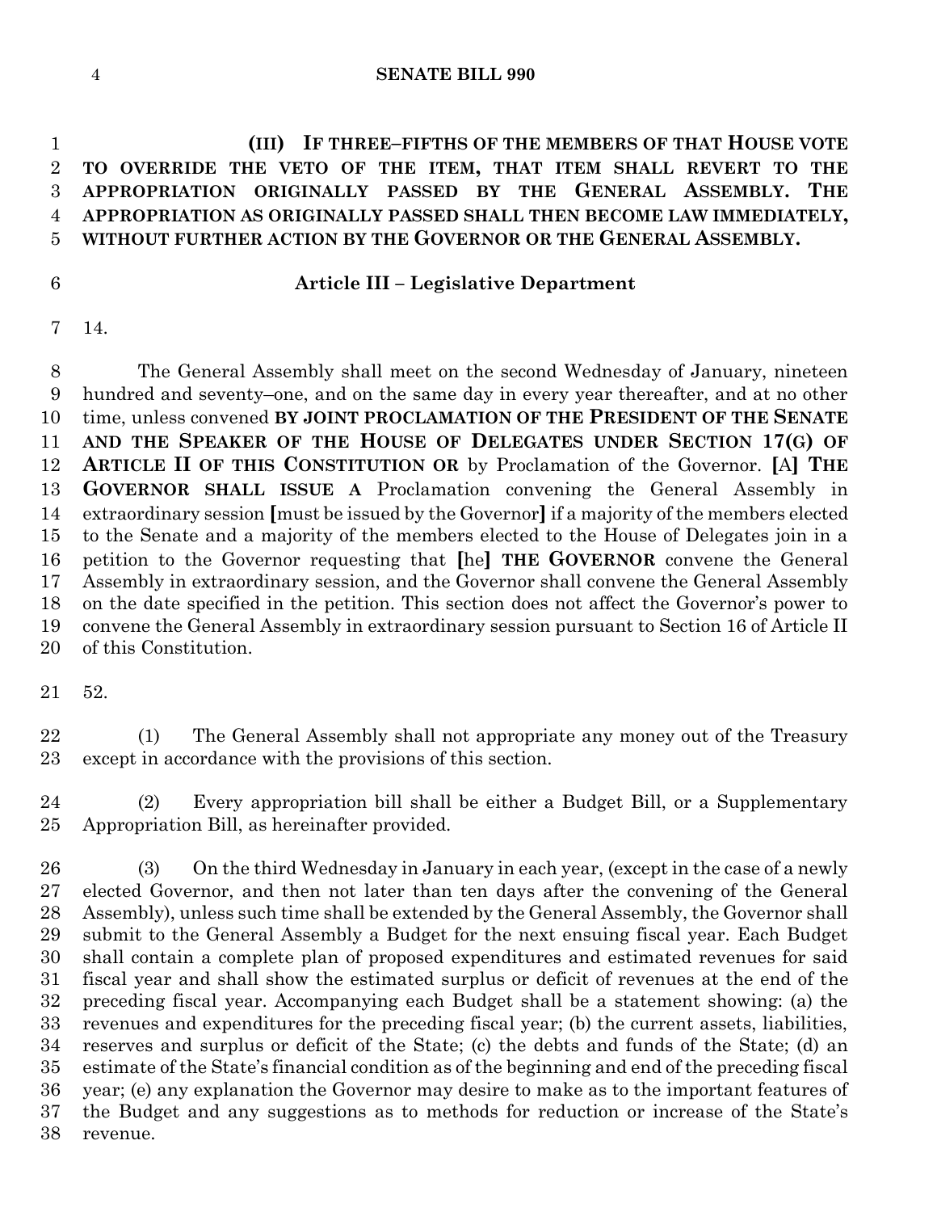**(III) IF THREE–FIFTHS OF THE MEMBERS OF THAT HOUSE VOTE TO OVERRIDE THE VETO OF THE ITEM, THAT ITEM SHALL REVERT TO THE APPROPRIATION ORIGINALLY PASSED BY THE GENERAL ASSEMBLY. THE APPROPRIATION AS ORIGINALLY PASSED SHALL THEN BECOME LAW IMMEDIATELY, WITHOUT FURTHER ACTION BY THE GOVERNOR OR THE GENERAL ASSEMBLY.**

### Article III – Legislative Department

14.

The General Assembly shall meet on the second Wednesday of January, nineteen hundred and seventy–one, and on the same day in every year thereafter, and at no other time, unless convened **BY JOINT PROCLAMATION OF THE PRESIDENT OF THE SENATE AND THE SPEAKER OF THE HOUSE OF DELEGATES UNDER SECTION 17(G) OF ARTICLE II OF THIS CONSTITUTION OR** by Proclamation of the Governor. **[**A**] THE GOVERNOR SHALL ISSUE A** Proclamation convening the General Assembly in extraordinary session **[**must be issued by the Governor**]** if a majority of the members elected to the Senate and a majority of the members elected to the House of Delegates join in a petition to the Governor requesting that **[**he**] THE GOVERNOR** convene the General Assembly in extraordinary session, and the Governor shall convene the General Assembly on the date specified in the petition. This section does not affect the Governor's power to convene the General Assembly in extraordinary session pursuant to Section 16 of Article II of this Constitution.

52.

(1) The General Assembly shall not appropriate any money out of the Treasury except in accordance with the provisions of this section.

(2) Every appropriation bill shall be either a Budget Bill, or a Supplementary Appropriation Bill, as hereinafter provided.

(3) On the third Wednesday in January in each year, (except in the case of a newly elected Governor, and then not later than ten days after the convening of the General Assembly), unless such time shall be extended by the General Assembly, the Governor shall submit to the General Assembly a Budget for the next ensuing fiscal year. Each Budget shall contain a complete plan of proposed expenditures and estimated revenues for said fiscal year and shall show the estimated surplus or deficit of revenues at the end of the preceding fiscal year. Accompanying each Budget shall be a statement showing: (a) the revenues and expenditures for the preceding fiscal year; (b) the current assets, liabilities, reserves and surplus or deficit of the State; (c) the debts and funds of the State; (d) an estimate of the State's financial condition as of the beginning and end of the preceding fiscal year; (e) any explanation the Governor may desire to make as to the important features of the Budget and any suggestions as to methods for reduction or increase of the State's revenue.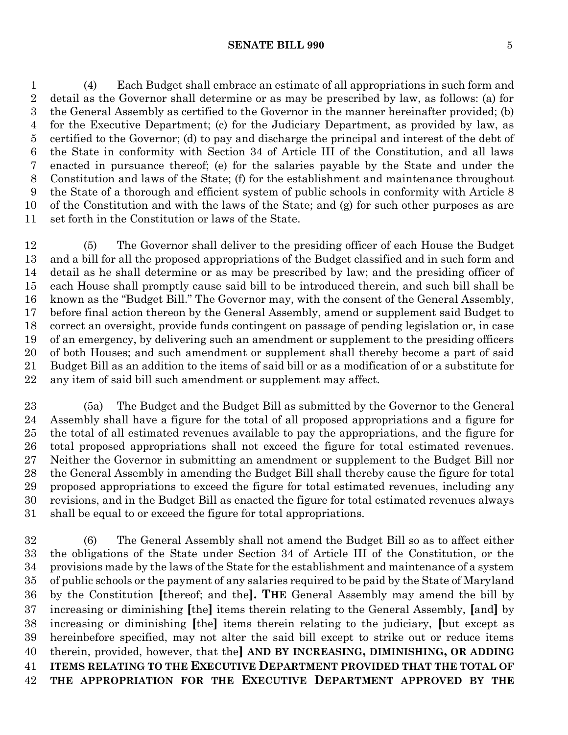(4) Each Budget shall embrace an estimate of all appropriations in such form and detail as the Governor shall determine or as may be prescribed by law, as follows: (a) for the General Assembly as certified to the Governor in the manner hereinafter provided; (b) for the Executive Department; (c) for the Judiciary Department, as provided by law, as certified to the Governor; (d) to pay and discharge the principal and interest of the debt of the State in conformity with Section 34 of Article III of the Constitution, and all laws enacted in pursuance thereof; (e) for the salaries payable by the State and under the Constitution and laws of the State; (f) for the establishment and maintenance throughout the State of a thorough and efficient system of public schools in conformity with Article 8 of the Constitution and with the laws of the State; and (g) for such other purposes as are set forth in the Constitution or laws of the State.

(5) The Governor shall deliver to the presiding officer of each House the Budget and a bill for all the proposed appropriations of the Budget classified and in such form and detail as he shall determine or as may be prescribed by law; and the presiding officer of each House shall promptly cause said bill to be introduced therein, and such bill shall be known as the "Budget Bill." The Governor may, with the consent of the General Assembly, before final action thereon by the General Assembly, amend or supplement said Budget to correct an oversight, provide funds contingent on passage of pending legislation or, in case of an emergency, by delivering such an amendment or supplement to the presiding officers of both Houses; and such amendment or supplement shall thereby become a part of said Budget Bill as an addition to the items of said bill or as a modification of or a substitute for any item of said bill such amendment or supplement may affect.

(5a) The Budget and the Budget Bill as submitted by the Governor to the General Assembly shall have a figure for the total of all proposed appropriations and a figure for the total of all estimated revenues available to pay the appropriations, and the figure for total proposed appropriations shall not exceed the figure for total estimated revenues. Neither the Governor in submitting an amendment or supplement to the Budget Bill nor the General Assembly in amending the Budget Bill shall thereby cause the figure for total proposed appropriations to exceed the figure for total estimated revenues, including any revisions, and in the Budget Bill as enacted the figure for total estimated revenues always shall be equal to or exceed the figure for total appropriations.

(6) The General Assembly shall not amend the Budget Bill so as to affect either the obligations of the State under Section 34 of Article III of the Constitution, or the provisions made by the laws of the State for the establishment and maintenance of a system of public schools or the payment of any salaries required to be paid by the State of Maryland by the Constitution **[**thereof; and the**]**. **THE** General Assembly may amend the bill by increasing or diminishing **[**the**]** items therein relating to the General Assembly, **[**and**]** by increasing or diminishing **[**the**]** items therein relating to the judiciary, **[**but except as hereinbefore specified, may not alter the said bill except to strike out or reduce items therein, provided, however, that the**]** **AND BY INCREASING, DIMINISHING, OR ADDING ITEMS RELATING TO THE EXECUTIVE DEPARTMENT PROVIDED THAT THE TOTAL OF THE APPROPRIATION FOR THE EXECUTIVE DEPARTMENT APPROVED BY THE**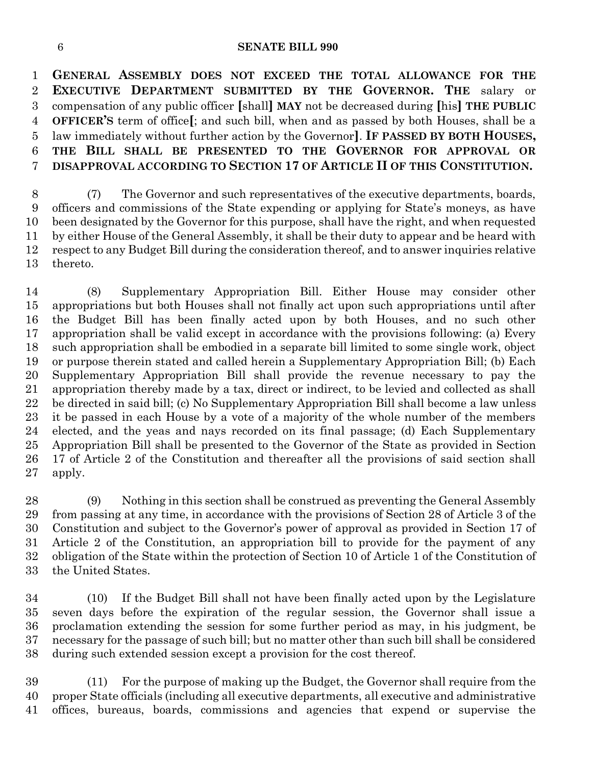**GENERAL ASSEMBLY DOES NOT EXCEED THE TOTAL ALLOWANCE FOR THE EXECUTIVE DEPARTMENT SUBMITTED BY THE GOVERNOR. THE** salary or compensation of any public officer **[**shall**] MAY** not be decreased during **[**his**] THE PUBLIC OFFICER'S** term of office**[**; and such bill, when and as passed by both Houses, shall be a law immediately without further action by the Governor**]**. **IF PASSED BY BOTH HOUSES, THE BILL SHALL BE PRESENTED TO THE GOVERNOR FOR APPROVAL OR DISAPPROVAL ACCORDING TO SECTION 17 OF ARTICLE II OF THIS CONSTITUTION.**

(7) The Governor and such representatives of the executive departments, boards, officers and commissions of the State expending or applying for State's moneys, as have been designated by the Governor for this purpose, shall have the right, and when requested by either House of the General Assembly, it shall be their duty to appear and be heard with respect to any Budget Bill during the consideration thereof, and to answer inquiries relative thereto.

(8) Supplementary Appropriation Bill. Either House may consider other appropriations but both Houses shall not finally act upon such appropriations until after the Budget Bill has been finally acted upon by both Houses, and no such other appropriation shall be valid except in accordance with the provisions following: (a) Every such appropriation shall be embodied in a separate bill limited to some single work, object or purpose therein stated and called herein a Supplementary Appropriation Bill; (b) Each Supplementary Appropriation Bill shall provide the revenue necessary to pay the appropriation thereby made by a tax, direct or indirect, to be levied and collected as shall be directed in said bill; (c) No Supplementary Appropriation Bill shall become a law unless it be passed in each House by a vote of a majority of the whole number of the members elected, and the yeas and nays recorded on its final passage; (d) Each Supplementary Appropriation Bill shall be presented to the Governor of the State as provided in Section 17 of Article 2 of the Constitution and thereafter all the provisions of said section shall apply.

(9) Nothing in this section shall be construed as preventing the General Assembly from passing at any time, in accordance with the provisions of Section 28 of Article 3 of the Constitution and subject to the Governor's power of approval as provided in Section 17 of Article 2 of the Constitution, an appropriation bill to provide for the payment of any obligation of the State within the protection of Section 10 of Article 1 of the Constitution of the United States.

(10) If the Budget Bill shall not have been finally acted upon by the Legislature seven days before the expiration of the regular session, the Governor shall issue a proclamation extending the session for some further period as may, in his judgment, be necessary for the passage of such bill; but no matter other than such bill shall be considered during such extended session except a provision for the cost thereof.

(11) For the purpose of making up the Budget, the Governor shall require from the proper State officials (including all executive departments, all executive and administrative offices, bureaus, boards, commissions and agencies that expend or supervise the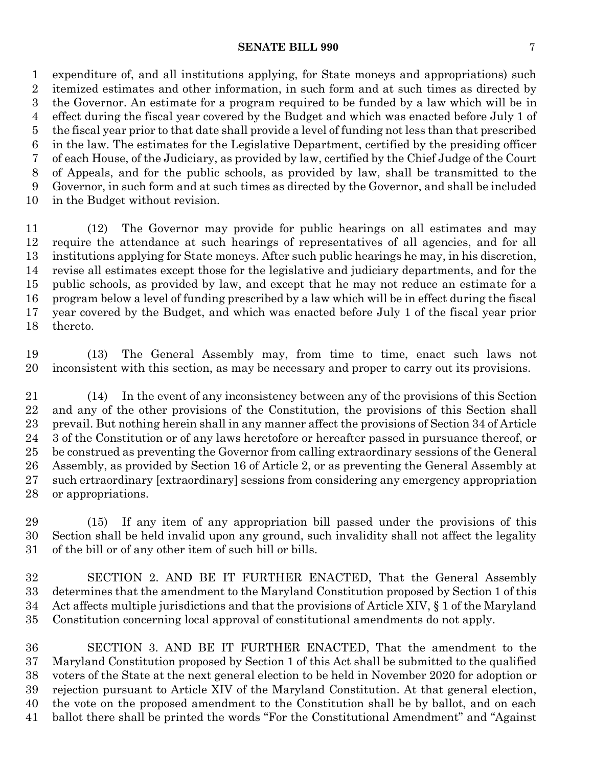expenditure of, and all institutions applying, for State moneys and appropriations) such itemized estimates and other information, in such form and at such times as directed by the Governor. An estimate for a program required to be funded by a law which will be in effect during the fiscal year covered by the Budget and which was enacted before July 1 of the fiscal year prior to that date shall provide a level of funding not less than that prescribed in the law. The estimates for the Legislative Department, certified by the presiding officer of each House, of the Judiciary, as provided by law, certified by the Chief Judge of the Court of Appeals, and for the public schools, as provided by law, shall be transmitted to the Governor, in such form and at such times as directed by the Governor, and shall be included in the Budget without revision.

(12) The Governor may provide for public hearings on all estimates and may require the attendance at such hearings of representatives of all agencies, and for all institutions applying for State moneys. After such public hearings he may, in his discretion, revise all estimates except those for the legislative and judiciary departments, and for the public schools, as provided by law, and except that he may not reduce an estimate for a program below a level of funding prescribed by a law which will be in effect during the fiscal year covered by the Budget, and which was enacted before July 1 of the fiscal year prior thereto.

(13) The General Assembly may, from time to time, enact such laws not inconsistent with this section, as may be necessary and proper to carry out its provisions.

(14) In the event of any inconsistency between any of the provisions of this Section and any of the other provisions of the Constitution, the provisions of this Section shall prevail. But nothing herein shall in any manner affect the provisions of Section 34 of Article 3 of the Constitution or of any laws heretofore or hereafter passed in pursuance thereof, or be construed as preventing the Governor from calling extraordinary sessions of the General Assembly, as provided by Section 16 of Article 2, or as preventing the General Assembly at such ertraordinary [extraordinary] sessions from considering any emergency appropriation or appropriations.

(15) If any item of any appropriation bill passed under the provisions of this Section shall be held invalid upon any ground, such invalidity shall not affect the legality of the bill or of any other item of such bill or bills.

SECTION 2. AND BE IT FURTHER ENACTED, That the General Assembly determines that the amendment to the Maryland Constitution proposed by Section 1 of this Act affects multiple jurisdictions and that the provisions of Article XIV, § 1 of the Maryland Constitution concerning local approval of constitutional amendments do not apply.

SECTION 3. AND BE IT FURTHER ENACTED, That the amendment to the Maryland Constitution proposed by Section 1 of this Act shall be submitted to the qualified voters of the State at the next general election to be held in November 2020 for adoption or rejection pursuant to Article XIV of the Maryland Constitution. At that general election, the vote on the proposed amendment to the Constitution shall be by ballot, and on each ballot there shall be printed the words "For the Constitutional Amendment" and "Against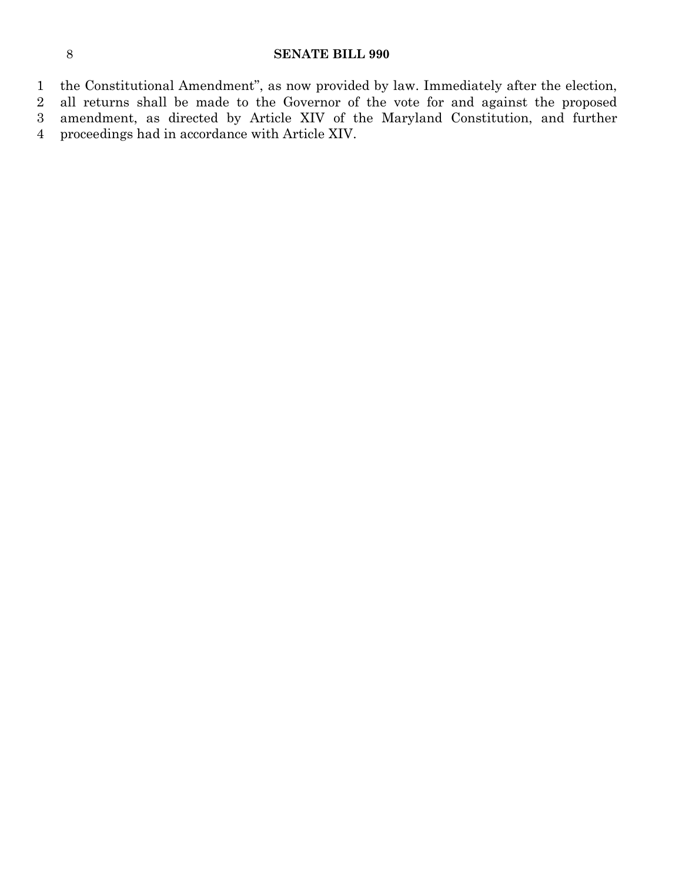the Constitutional Amendment", as now provided by law. Immediately after the election, all returns shall be made to the Governor of the vote for and against the proposed amendment, as directed by Article XIV of the Maryland Constitution, and further proceedings had in accordance with Article XIV.